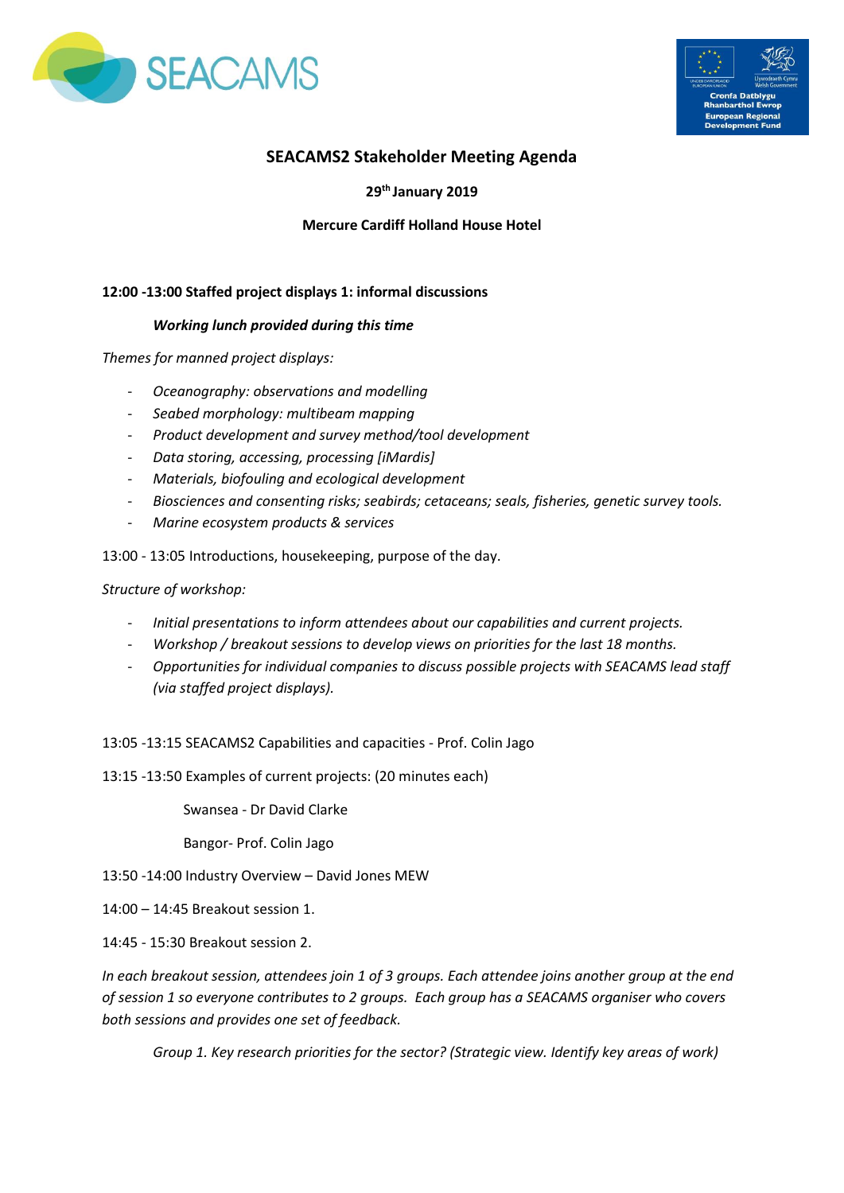# SEACAMS2 Stakeholder Meeting Agenda

**29th January 2019**

**Mercure Cardiff Holland House Hotel**

**12:00 -13:00 Staffed project displays 1: informal discussions**

***Working lunch provided during this time***

*Themes for manned project displays:*

- *Oceanography: observations and modelling*
- *Seabed morphology: multibeam mapping*
- *Product development and survey method/tool development*
- *Data storing, accessing, processing [iMardis]*
- *Materials, biofouling and ecological development*
- *Biosciences and consenting risks; seabirds; cetaceans; seals, fisheries, genetic survey tools.*
- *Marine ecosystem products & services*

13:00 - 13:05 Introductions, housekeeping, purpose of the day.

*Structure of workshop:*

- *Initial presentations to inform attendees about our capabilities and current projects.*
- *Workshop / breakout sessions to develop views on priorities for the last 18 months.*
- *Opportunities for individual companies to discuss possible projects with SEACAMS lead staff (via staffed project displays).*

13:05 -13:15 SEACAMS2 Capabilities and capacities - Prof. Colin Jago

13:15 -13:50 Examples of current projects: (20 minutes each)

Swansea - Dr David Clarke

Bangor- Prof. Colin Jago

13:50 -14:00 Industry Overview – David Jones MEW

14:00 – 14:45 Breakout session 1.

14:45 - 15:30 Breakout session 2.

*In each breakout session, attendees join 1 of 3 groups. Each attendee joins another group at the end of session 1 so everyone contributes to 2 groups. Each group has a SEACAMS organiser who covers both sessions and provides one set of feedback.*

*Group 1. Key research priorities for the sector? (Strategic view. Identify key areas of work)*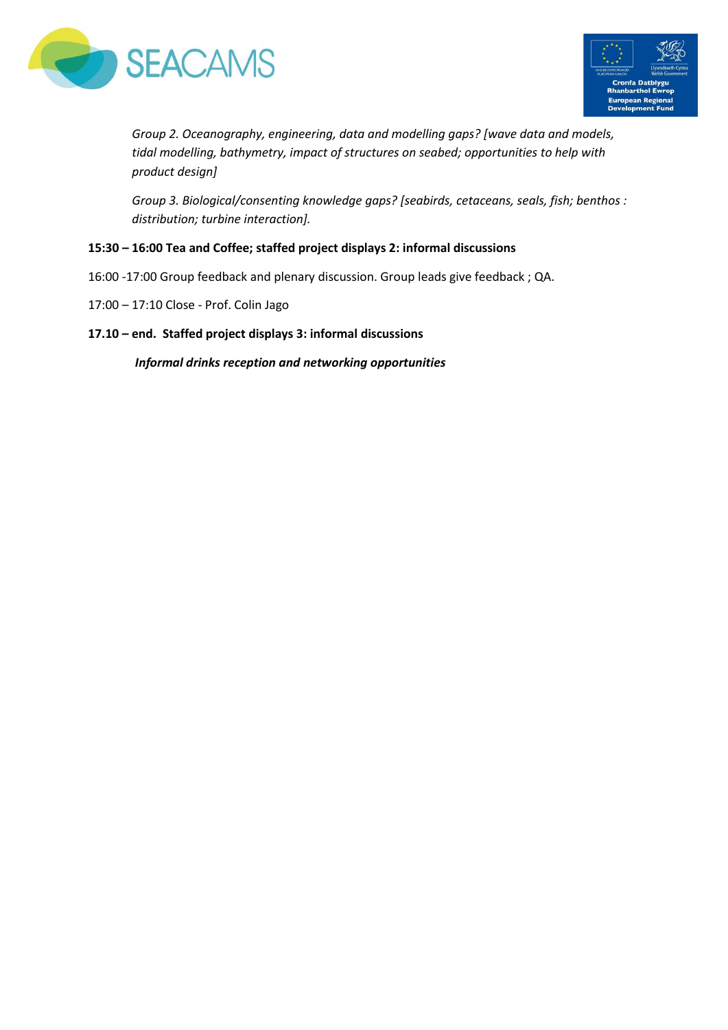*Group 2. Oceanography, engineering, data and modelling gaps? [wave data and models, tidal modelling, bathymetry, impact of structures on seabed; opportunities to help with product design]*

*Group 3. Biological/consenting knowledge gaps? [seabirds, cetaceans, seals, fish; benthos : distribution; turbine interaction].*

**15:30 – 16:00 Tea and Coffee; staffed project displays 2: informal discussions**

16:00 -17:00 Group feedback and plenary discussion. Group leads give feedback ; QA.

17:00 – 17:10 Close - Prof. Colin Jago

**17.10 – end. Staffed project displays 3: informal discussions**

***Informal drinks reception and networking opportunities***